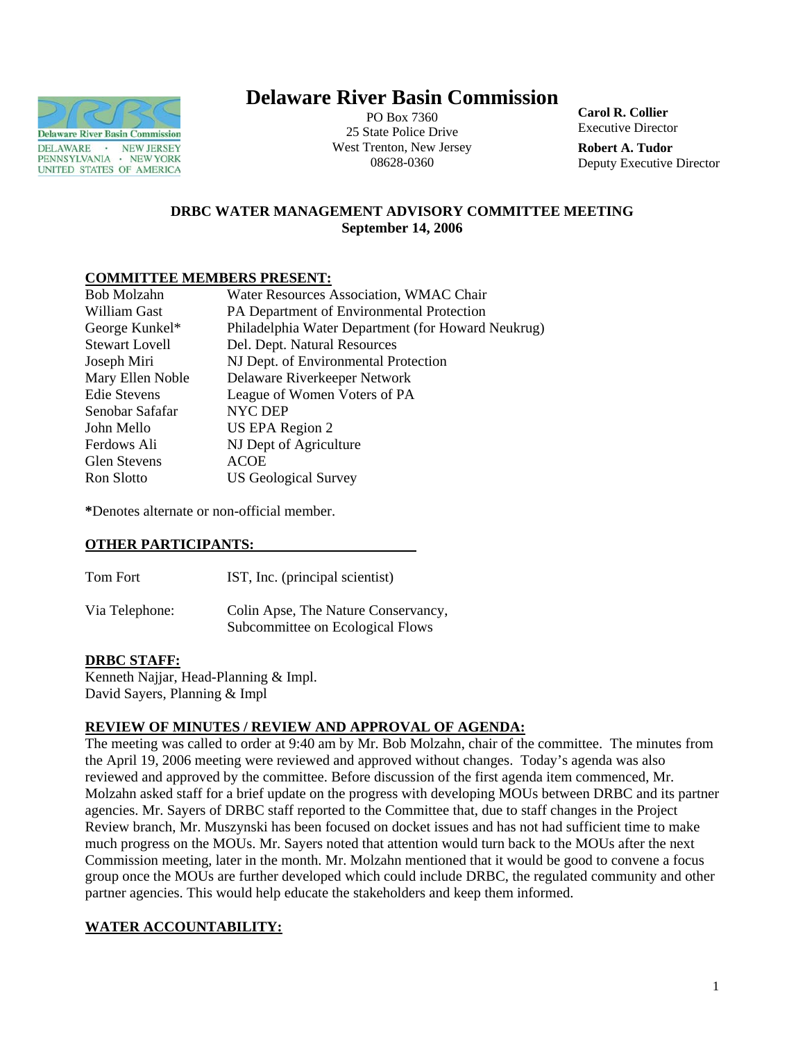# Delaware River Basin Commission

PO Box 7360
25 State Police Drive
West Trenton, New Jersey
08628-0360

**Carol R. Collier**
Executive Director

**Robert A. Tudor**
Deputy Executive Director

### DRBC WATER MANAGEMENT ADVISORY COMMITTEE MEETING
### September 14, 2006

**COMMITTEE MEMBERS PRESENT:**

| | |
|---|---|
| Bob Molzahn | Water Resources Association, WMAC Chair |
| William Gast | PA Department of Environmental Protection |
| George Kunkel* | Philadelphia Water Department (for Howard Neukrug) |
| Stewart Lovell | Del. Dept. Natural Resources |
| Joseph Miri | NJ Dept. of Environmental Protection |
| Mary Ellen Noble | Delaware Riverkeeper Network |
| Edie Stevens | League of Women Voters of PA |
| Senobar Safafar | NYC DEP |
| John Mello | US EPA Region 2 |
| Ferdows Ali | NJ Dept of Agriculture |
| Glen Stevens | ACOE |
| Ron Slotto | US Geological Survey |

**\***Denotes alternate or non-official member.

**OTHER PARTICIPANTS:**

| | |
|---|---|
| Tom Fort | IST, Inc. (principal scientist) |
| Via Telephone: | Colin Apse, The Nature Conservancy, Subcommittee on Ecological Flows |

**DRBC STAFF:**

Kenneth Najjar, Head-Planning & Impl.
David Sayers, Planning & Impl

**REVIEW OF MINUTES / REVIEW AND APPROVAL OF AGENDA:**

The meeting was called to order at 9:40 am by Mr. Bob Molzahn, chair of the committee. The minutes from the April 19, 2006 meeting were reviewed and approved without changes. Today's agenda was also reviewed and approved by the committee. Before discussion of the first agenda item commenced, Mr. Molzahn asked staff for a brief update on the progress with developing MOUs between DRBC and its partner agencies. Mr. Sayers of DRBC staff reported to the Committee that, due to staff changes in the Project Review branch, Mr. Muszynski has been focused on docket issues and has not had sufficient time to make much progress on the MOUs. Mr. Sayers noted that attention would turn back to the MOUs after the next Commission meeting, later in the month. Mr. Molzahn mentioned that it would be good to convene a focus group once the MOUs are further developed which could include DRBC, the regulated community and other partner agencies. This would help educate the stakeholders and keep them informed.

**WATER ACCOUNTABILITY:**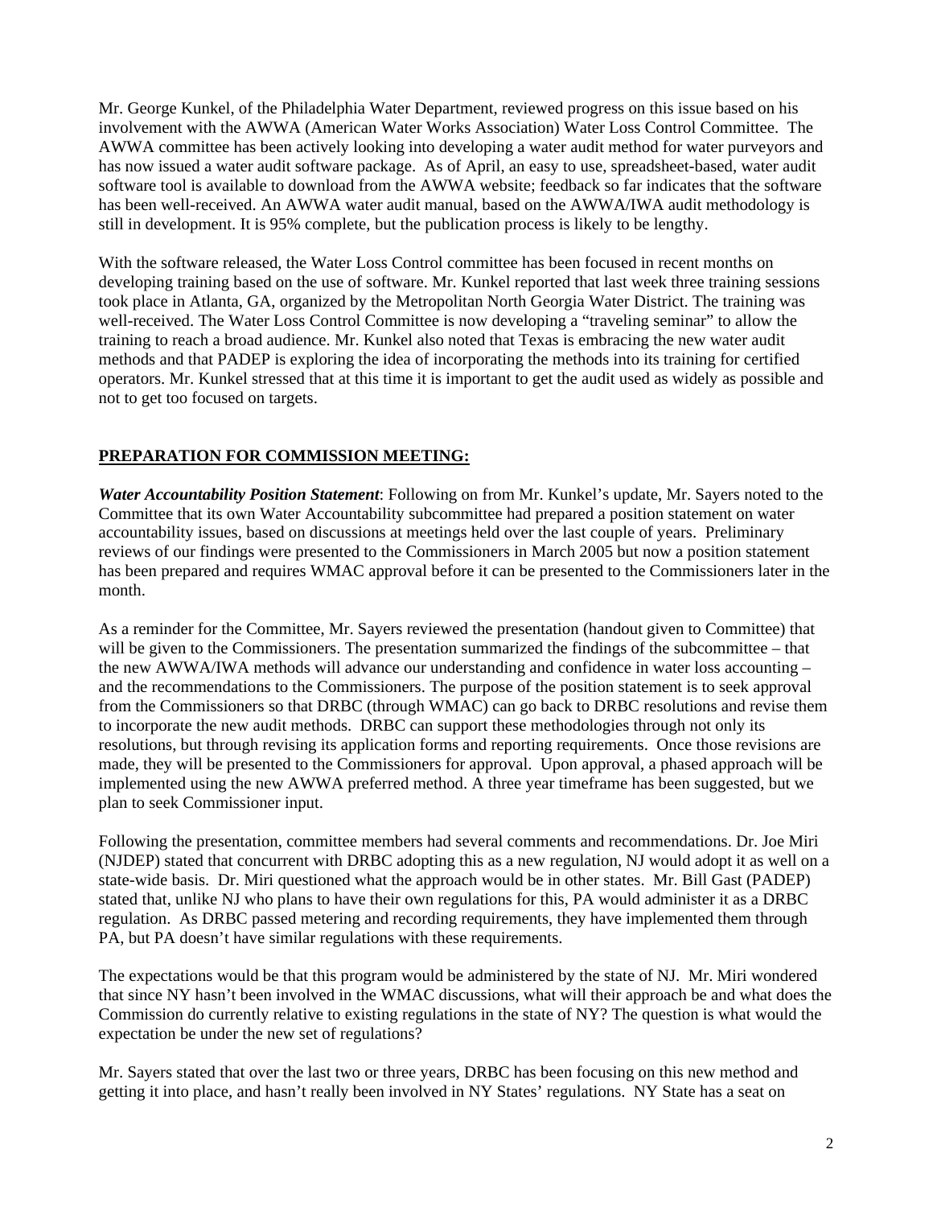Mr. George Kunkel, of the Philadelphia Water Department, reviewed progress on this issue based on his involvement with the AWWA (American Water Works Association) Water Loss Control Committee. The AWWA committee has been actively looking into developing a water audit method for water purveyors and has now issued a water audit software package. As of April, an easy to use, spreadsheet-based, water audit software tool is available to download from the AWWA website; feedback so far indicates that the software has been well-received. An AWWA water audit manual, based on the AWWA/IWA audit methodology is still in development. It is 95% complete, but the publication process is likely to be lengthy.

With the software released, the Water Loss Control committee has been focused in recent months on developing training based on the use of software. Mr. Kunkel reported that last week three training sessions took place in Atlanta, GA, organized by the Metropolitan North Georgia Water District. The training was well-received. The Water Loss Control Committee is now developing a "traveling seminar" to allow the training to reach a broad audience. Mr. Kunkel also noted that Texas is embracing the new water audit methods and that PADEP is exploring the idea of incorporating the methods into its training for certified operators. Mr. Kunkel stressed that at this time it is important to get the audit used as widely as possible and not to get too focused on targets.

## PREPARATION FOR COMMISSION MEETING:

***Water Accountability Position Statement***: Following on from Mr. Kunkel's update, Mr. Sayers noted to the Committee that its own Water Accountability subcommittee had prepared a position statement on water accountability issues, based on discussions at meetings held over the last couple of years. Preliminary reviews of our findings were presented to the Commissioners in March 2005 but now a position statement has been prepared and requires WMAC approval before it can be presented to the Commissioners later in the month.

As a reminder for the Committee, Mr. Sayers reviewed the presentation (handout given to Committee) that will be given to the Commissioners. The presentation summarized the findings of the subcommittee – that the new AWWA/IWA methods will advance our understanding and confidence in water loss accounting – and the recommendations to the Commissioners. The purpose of the position statement is to seek approval from the Commissioners so that DRBC (through WMAC) can go back to DRBC resolutions and revise them to incorporate the new audit methods. DRBC can support these methodologies through not only its resolutions, but through revising its application forms and reporting requirements. Once those revisions are made, they will be presented to the Commissioners for approval. Upon approval, a phased approach will be implemented using the new AWWA preferred method. A three year timeframe has been suggested, but we plan to seek Commissioner input.

Following the presentation, committee members had several comments and recommendations. Dr. Joe Miri (NJDEP) stated that concurrent with DRBC adopting this as a new regulation, NJ would adopt it as well on a state-wide basis. Dr. Miri questioned what the approach would be in other states. Mr. Bill Gast (PADEP) stated that, unlike NJ who plans to have their own regulations for this, PA would administer it as a DRBC regulation. As DRBC passed metering and recording requirements, they have implemented them through PA, but PA doesn't have similar regulations with these requirements.

The expectations would be that this program would be administered by the state of NJ. Mr. Miri wondered that since NY hasn't been involved in the WMAC discussions, what will their approach be and what does the Commission do currently relative to existing regulations in the state of NY? The question is what would the expectation be under the new set of regulations?

Mr. Sayers stated that over the last two or three years, DRBC has been focusing on this new method and getting it into place, and hasn't really been involved in NY States' regulations. NY State has a seat on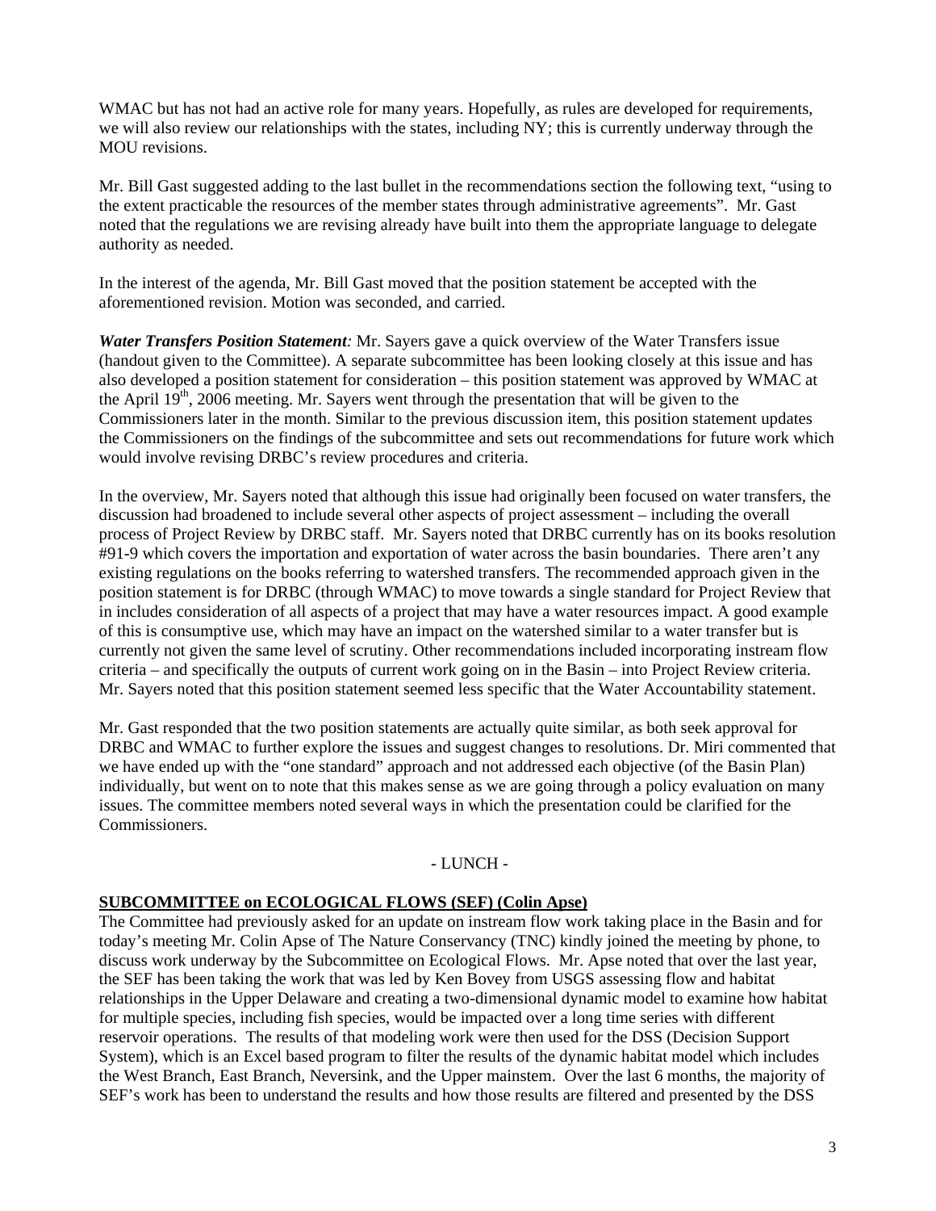WMAC but has not had an active role for many years. Hopefully, as rules are developed for requirements, we will also review our relationships with the states, including NY; this is currently underway through the MOU revisions.

Mr. Bill Gast suggested adding to the last bullet in the recommendations section the following text, "using to the extent practicable the resources of the member states through administrative agreements". Mr. Gast noted that the regulations we are revising already have built into them the appropriate language to delegate authority as needed.

In the interest of the agenda, Mr. Bill Gast moved that the position statement be accepted with the aforementioned revision. Motion was seconded, and carried.

***Water Transfers Position Statement:*** Mr. Sayers gave a quick overview of the Water Transfers issue (handout given to the Committee). A separate subcommittee has been looking closely at this issue and has also developed a position statement for consideration – this position statement was approved by WMAC at the April 19th, 2006 meeting. Mr. Sayers went through the presentation that will be given to the Commissioners later in the month. Similar to the previous discussion item, this position statement updates the Commissioners on the findings of the subcommittee and sets out recommendations for future work which would involve revising DRBC's review procedures and criteria.

In the overview, Mr. Sayers noted that although this issue had originally been focused on water transfers, the discussion had broadened to include several other aspects of project assessment – including the overall process of Project Review by DRBC staff. Mr. Sayers noted that DRBC currently has on its books resolution #91-9 which covers the importation and exportation of water across the basin boundaries. There aren't any existing regulations on the books referring to watershed transfers. The recommended approach given in the position statement is for DRBC (through WMAC) to move towards a single standard for Project Review that in includes consideration of all aspects of a project that may have a water resources impact. A good example of this is consumptive use, which may have an impact on the watershed similar to a water transfer but is currently not given the same level of scrutiny. Other recommendations included incorporating instream flow criteria – and specifically the outputs of current work going on in the Basin – into Project Review criteria. Mr. Sayers noted that this position statement seemed less specific that the Water Accountability statement.

Mr. Gast responded that the two position statements are actually quite similar, as both seek approval for DRBC and WMAC to further explore the issues and suggest changes to resolutions. Dr. Miri commented that we have ended up with the "one standard" approach and not addressed each objective (of the Basin Plan) individually, but went on to note that this makes sense as we are going through a policy evaluation on many issues. The committee members noted several ways in which the presentation could be clarified for the Commissioners.

- LUNCH -

**SUBCOMMITTEE on ECOLOGICAL FLOWS (SEF) (Colin Apse)**

The Committee had previously asked for an update on instream flow work taking place in the Basin and for today's meeting Mr. Colin Apse of The Nature Conservancy (TNC) kindly joined the meeting by phone, to discuss work underway by the Subcommittee on Ecological Flows. Mr. Apse noted that over the last year, the SEF has been taking the work that was led by Ken Bovey from USGS assessing flow and habitat relationships in the Upper Delaware and creating a two-dimensional dynamic model to examine how habitat for multiple species, including fish species, would be impacted over a long time series with different reservoir operations. The results of that modeling work were then used for the DSS (Decision Support System), which is an Excel based program to filter the results of the dynamic habitat model which includes the West Branch, East Branch, Neversink, and the Upper mainstem. Over the last 6 months, the majority of SEF's work has been to understand the results and how those results are filtered and presented by the DSS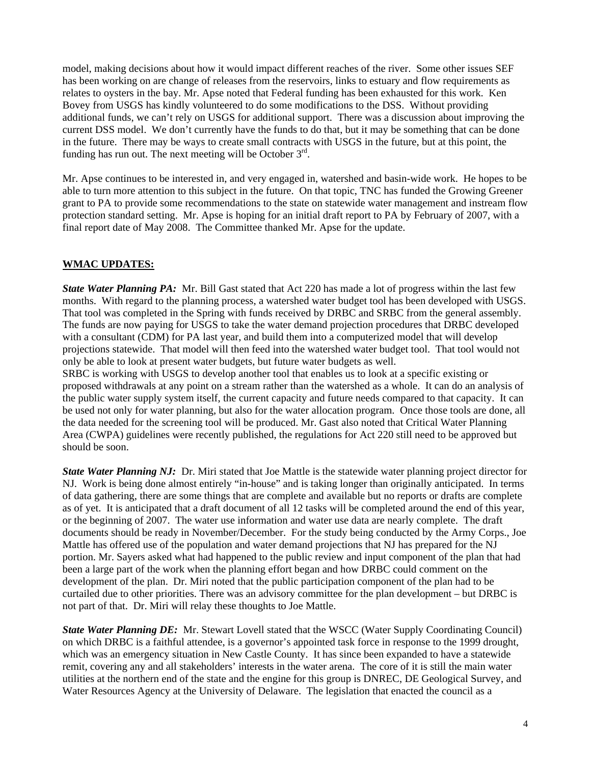model, making decisions about how it would impact different reaches of the river. Some other issues SEF has been working on are change of releases from the reservoirs, links to estuary and flow requirements as relates to oysters in the bay. Mr. Apse noted that Federal funding has been exhausted for this work. Ken Bovey from USGS has kindly volunteered to do some modifications to the DSS. Without providing additional funds, we can't rely on USGS for additional support. There was a discussion about improving the current DSS model. We don't currently have the funds to do that, but it may be something that can be done in the future. There may be ways to create small contracts with USGS in the future, but at this point, the funding has run out. The next meeting will be October 3rd.

Mr. Apse continues to be interested in, and very engaged in, watershed and basin-wide work. He hopes to be able to turn more attention to this subject in the future. On that topic, TNC has funded the Growing Greener grant to PA to provide some recommendations to the state on statewide water management and instream flow protection standard setting. Mr. Apse is hoping for an initial draft report to PA by February of 2007, with a final report date of May 2008. The Committee thanked Mr. Apse for the update.

## WMAC UPDATES:

***State Water Planning PA:*** Mr. Bill Gast stated that Act 220 has made a lot of progress within the last few months. With regard to the planning process, a watershed water budget tool has been developed with USGS. That tool was completed in the Spring with funds received by DRBC and SRBC from the general assembly. The funds are now paying for USGS to take the water demand projection procedures that DRBC developed with a consultant (CDM) for PA last year, and build them into a computerized model that will develop projections statewide. That model will then feed into the watershed water budget tool. That tool would not only be able to look at present water budgets, but future water budgets as well.
SRBC is working with USGS to develop another tool that enables us to look at a specific existing or proposed withdrawals at any point on a stream rather than the watershed as a whole. It can do an analysis of the public water supply system itself, the current capacity and future needs compared to that capacity. It can be used not only for water planning, but also for the water allocation program. Once those tools are done, all the data needed for the screening tool will be produced. Mr. Gast also noted that Critical Water Planning Area (CWPA) guidelines were recently published, the regulations for Act 220 still need to be approved but should be soon.

***State Water Planning NJ:*** Dr. Miri stated that Joe Mattle is the statewide water planning project director for NJ. Work is being done almost entirely "in-house" and is taking longer than originally anticipated. In terms of data gathering, there are some things that are complete and available but no reports or drafts are complete as of yet. It is anticipated that a draft document of all 12 tasks will be completed around the end of this year, or the beginning of 2007. The water use information and water use data are nearly complete. The draft documents should be ready in November/December. For the study being conducted by the Army Corps., Joe Mattle has offered use of the population and water demand projections that NJ has prepared for the NJ portion. Mr. Sayers asked what had happened to the public review and input component of the plan that had been a large part of the work when the planning effort began and how DRBC could comment on the development of the plan. Dr. Miri noted that the public participation component of the plan had to be curtailed due to other priorities. There was an advisory committee for the plan development – but DRBC is not part of that. Dr. Miri will relay these thoughts to Joe Mattle.

***State Water Planning DE:*** Mr. Stewart Lovell stated that the WSCC (Water Supply Coordinating Council) on which DRBC is a faithful attendee, is a governor's appointed task force in response to the 1999 drought, which was an emergency situation in New Castle County. It has since been expanded to have a statewide remit, covering any and all stakeholders' interests in the water arena. The core of it is still the main water utilities at the northern end of the state and the engine for this group is DNREC, DE Geological Survey, and Water Resources Agency at the University of Delaware. The legislation that enacted the council as a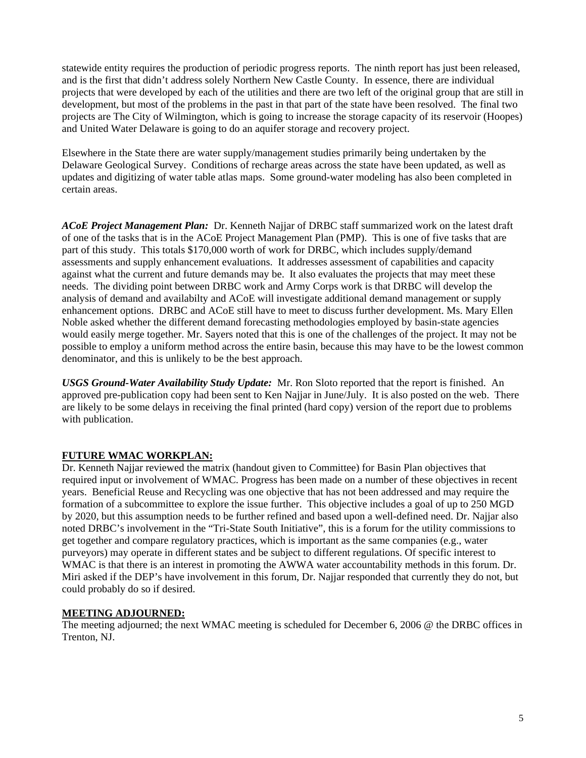statewide entity requires the production of periodic progress reports. The ninth report has just been released, and is the first that didn't address solely Northern New Castle County. In essence, there are individual projects that were developed by each of the utilities and there are two left of the original group that are still in development, but most of the problems in the past in that part of the state have been resolved. The final two projects are The City of Wilmington, which is going to increase the storage capacity of its reservoir (Hoopes) and United Water Delaware is going to do an aquifer storage and recovery project.

Elsewhere in the State there are water supply/management studies primarily being undertaken by the Delaware Geological Survey. Conditions of recharge areas across the state have been updated, as well as updates and digitizing of water table atlas maps. Some ground-water modeling has also been completed in certain areas.

***ACoE Project Management Plan:*** Dr. Kenneth Najjar of DRBC staff summarized work on the latest draft of one of the tasks that is in the ACoE Project Management Plan (PMP). This is one of five tasks that are part of this study. This totals $170,000 worth of work for DRBC, which includes supply/demand assessments and supply enhancement evaluations. It addresses assessment of capabilities and capacity against what the current and future demands may be. It also evaluates the projects that may meet these needs. The dividing point between DRBC work and Army Corps work is that DRBC will develop the analysis of demand and availabilty and ACoE will investigate additional demand management or supply enhancement options. DRBC and ACoE still have to meet to discuss further development. Ms. Mary Ellen Noble asked whether the different demand forecasting methodologies employed by basin-state agencies would easily merge together. Mr. Sayers noted that this is one of the challenges of the project. It may not be possible to employ a uniform method across the entire basin, because this may have to be the lowest common denominator, and this is unlikely to be the best approach.

***USGS Ground-Water Availability Study Update:*** Mr. Ron Sloto reported that the report is finished. An approved pre-publication copy had been sent to Ken Najjar in June/July. It is also posted on the web. There are likely to be some delays in receiving the final printed (hard copy) version of the report due to problems with publication.

**FUTURE WMAC WORKPLAN:**

Dr. Kenneth Najjar reviewed the matrix (handout given to Committee) for Basin Plan objectives that required input or involvement of WMAC. Progress has been made on a number of these objectives in recent years. Beneficial Reuse and Recycling was one objective that has not been addressed and may require the formation of a subcommittee to explore the issue further. This objective includes a goal of up to 250 MGD by 2020, but this assumption needs to be further refined and based upon a well-defined need. Dr. Najjar also noted DRBC's involvement in the "Tri-State South Initiative", this is a forum for the utility commissions to get together and compare regulatory practices, which is important as the same companies (e.g., water purveyors) may operate in different states and be subject to different regulations. Of specific interest to WMAC is that there is an interest in promoting the AWWA water accountability methods in this forum. Dr. Miri asked if the DEP's have involvement in this forum, Dr. Najjar responded that currently they do not, but could probably do so if desired.

**MEETING ADJOURNED:**

The meeting adjourned; the next WMAC meeting is scheduled for December 6, 2006 @ the DRBC offices in Trenton, NJ.